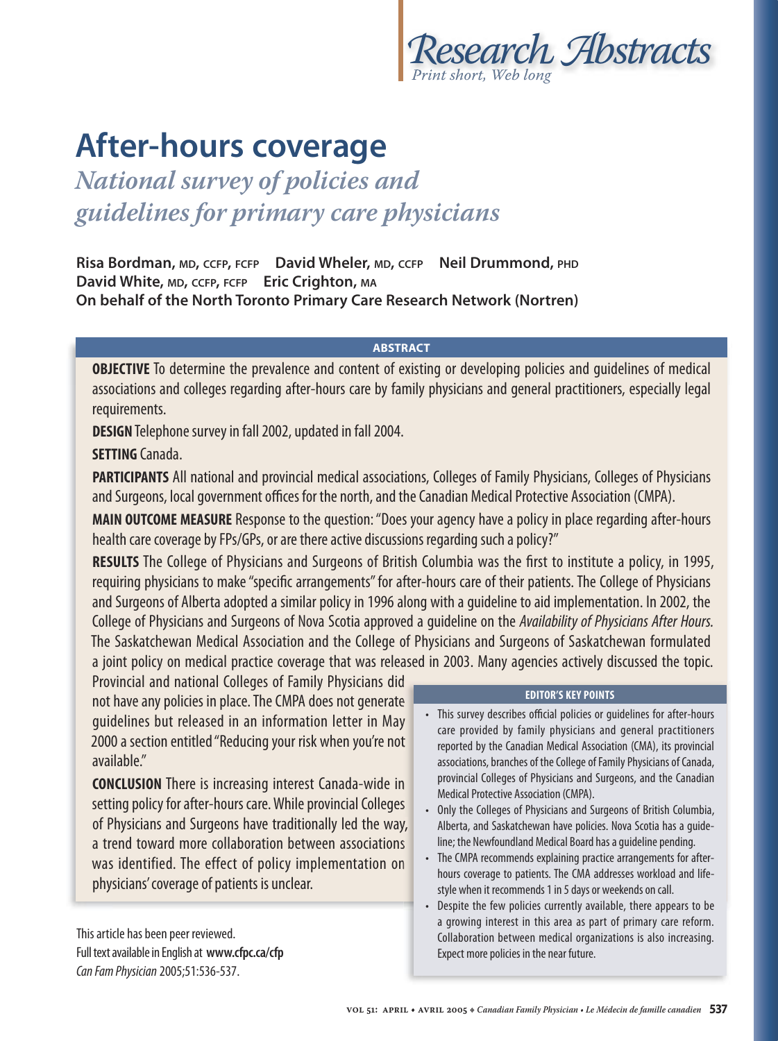*Research Abstracts*
*Print short, Web long*

# After-hours coverage

## *National survey of policies and guidelines for primary care physicians*

**Risa Bordman,** MD, CCFP, FCFP **David Wheler,** MD, CCFP **Neil Drummond,** PHD
**David White,** MD, CCFP, FCFP **Eric Crighton,** MA
**On behalf of the North Toronto Primary Care Research Network (Nortren)**

### ABSTRACT

**OBJECTIVE** To determine the prevalence and content of existing or developing policies and guidelines of medical associations and colleges regarding after-hours care by family physicians and general practitioners, especially legal requirements.

**DESIGN** Telephone survey in fall 2002, updated in fall 2004.

**SETTING** Canada.

**PARTICIPANTS** All national and provincial medical associations, Colleges of Family Physicians, Colleges of Physicians and Surgeons, local government offices for the north, and the Canadian Medical Protective Association (CMPA).

**MAIN OUTCOME MEASURE** Response to the question: "Does your agency have a policy in place regarding after-hours health care coverage by FPs/GPs, or are there active discussions regarding such a policy?"

**RESULTS** The College of Physicians and Surgeons of British Columbia was the first to institute a policy, in 1995, requiring physicians to make "specific arrangements" for after-hours care of their patients. The College of Physicians and Surgeons of Alberta adopted a similar policy in 1996 along with a guideline to aid implementation. In 2002, the College of Physicians and Surgeons of Nova Scotia approved a guideline on the *Availability of Physicians After Hours.* The Saskatchewan Medical Association and the College of Physicians and Surgeons of Saskatchewan formulated a joint policy on medical practice coverage that was released in 2003. Many agencies actively discussed the topic. Provincial and national Colleges of Family Physicians did not have any policies in place. The CMPA does not generate guidelines but released in an information letter in May 2000 a section entitled "Reducing your risk when you're not available."

**CONCLUSION** There is increasing interest Canada-wide in setting policy for after-hours care. While provincial Colleges of Physicians and Surgeons have traditionally led the way, a trend toward more collaboration between associations was identified. The effect of policy implementation on physicians' coverage of patients is unclear.

This article has been peer reviewed.
Full text available in English at **www.cfpc.ca/cfp**
*Can Fam Physician* 2005;51:536-537.

### EDITOR'S KEY POINTS

- This survey describes official policies or guidelines for after-hours care provided by family physicians and general practitioners reported by the Canadian Medical Association (CMA), its provincial associations, branches of the College of Family Physicians of Canada, provincial Colleges of Physicians and Surgeons, and the Canadian Medical Protective Association (CMPA).
- Only the Colleges of Physicians and Surgeons of British Columbia, Alberta, and Saskatchewan have policies. Nova Scotia has a guideline; the Newfoundland Medical Board has a guideline pending.
- The CMPA recommends explaining practice arrangements for after-hours coverage to patients. The CMA addresses workload and lifestyle when it recommends 1 in 5 days or weekends on call.
- Despite the few policies currently available, there appears to be a growing interest in this area as part of primary care reform. Collaboration between medical organizations is also increasing. Expect more policies in the near future.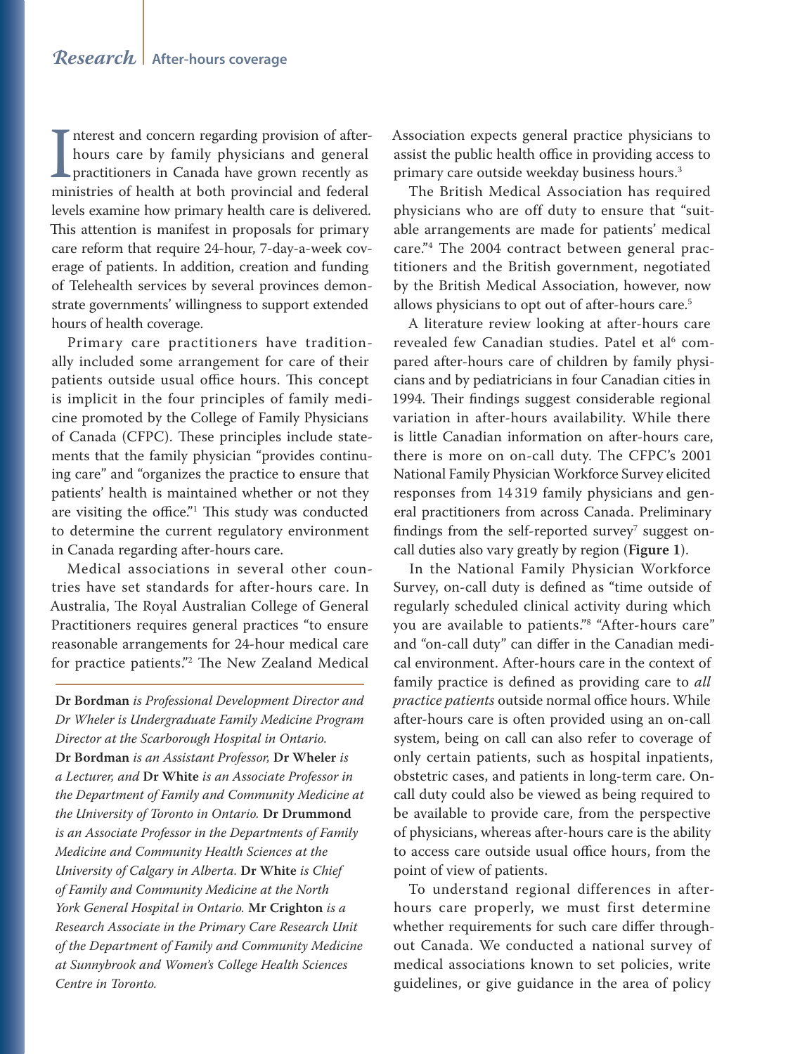Interest and concern regarding provision of after-hours care by family physicians and general practitioners in Canada have grown recently as ministries of health at both provincial and federal levels examine how primary health care is delivered. This attention is manifest in proposals for primary care reform that require 24-hour, 7-day-a-week coverage of patients. In addition, creation and funding of Telehealth services by several provinces demonstrate governments' willingness to support extended hours of health coverage.

Primary care practitioners have traditionally included some arrangement for care of their patients outside usual office hours. This concept is implicit in the four principles of family medicine promoted by the College of Family Physicians of Canada (CFPC). These principles include statements that the family physician "provides continuing care" and "organizes the practice to ensure that patients' health is maintained whether or not they are visiting the office."[1] This study was conducted to determine the current regulatory environment in Canada regarding after-hours care.

Medical associations in several other countries have set standards for after-hours care. In Australia, The Royal Australian College of General Practitioners requires general practices "to ensure reasonable arrangements for 24-hour medical care for practice patients."[2] The New Zealand Medical Association expects general practice physicians to assist the public health office in providing access to primary care outside weekday business hours.[3]

The British Medical Association has required physicians who are off duty to ensure that "suitable arrangements are made for patients' medical care."[4] The 2004 contract between general practitioners and the British government, negotiated by the British Medical Association, however, now allows physicians to opt out of after-hours care.[5]

A literature review looking at after-hours care revealed few Canadian studies. Patel et al[6] compared after-hours care of children by family physicians and by pediatricians in four Canadian cities in 1994. Their findings suggest considerable regional variation in after-hours availability. While there is little Canadian information on after-hours care, there is more on on-call duty. The CFPC's 2001 National Family Physician Workforce Survey elicited responses from 14 319 family physicians and general practitioners from across Canada. Preliminary findings from the self-reported survey[7] suggest on-call duties also vary greatly by region (**Figure 1**).

In the National Family Physician Workforce Survey, on-call duty is defined as "time outside of regularly scheduled clinical activity during which you are available to patients."[8] "After-hours care" and "on-call duty" can differ in the Canadian medical environment. After-hours care in the context of family practice is defined as providing care to *all practice patients* outside normal office hours. While after-hours care is often provided using an on-call system, being on call can also refer to coverage of only certain patients, such as hospital inpatients, obstetric cases, and patients in long-term care. On-call duty could also be viewed as being required to be available to provide care, from the perspective of physicians, whereas after-hours care is the ability to access care outside usual office hours, from the point of view of patients.

To understand regional differences in after-hours care properly, we must first determine whether requirements for such care differ throughout Canada. We conducted a national survey of medical associations known to set policies, write guidelines, or give guidance in the area of policy

**Dr Bordman** *is Professional Development Director and Dr Wheler is Undergraduate Family Medicine Program Director at the Scarborough Hospital in Ontario.* **Dr Bordman** *is an Assistant Professor,* **Dr Wheler** *is a Lecturer, and* **Dr White** *is an Associate Professor in the Department of Family and Community Medicine at the University of Toronto in Ontario.* **Dr Drummond** *is an Associate Professor in the Departments of Family Medicine and Community Health Sciences at the University of Calgary in Alberta.* **Dr White** *is Chief of Family and Community Medicine at the North York General Hospital in Ontario.* **Mr Crighton** *is a Research Associate in the Primary Care Research Unit of the Department of Family and Community Medicine at Sunnybrook and Women's College Health Sciences Centre in Toronto.*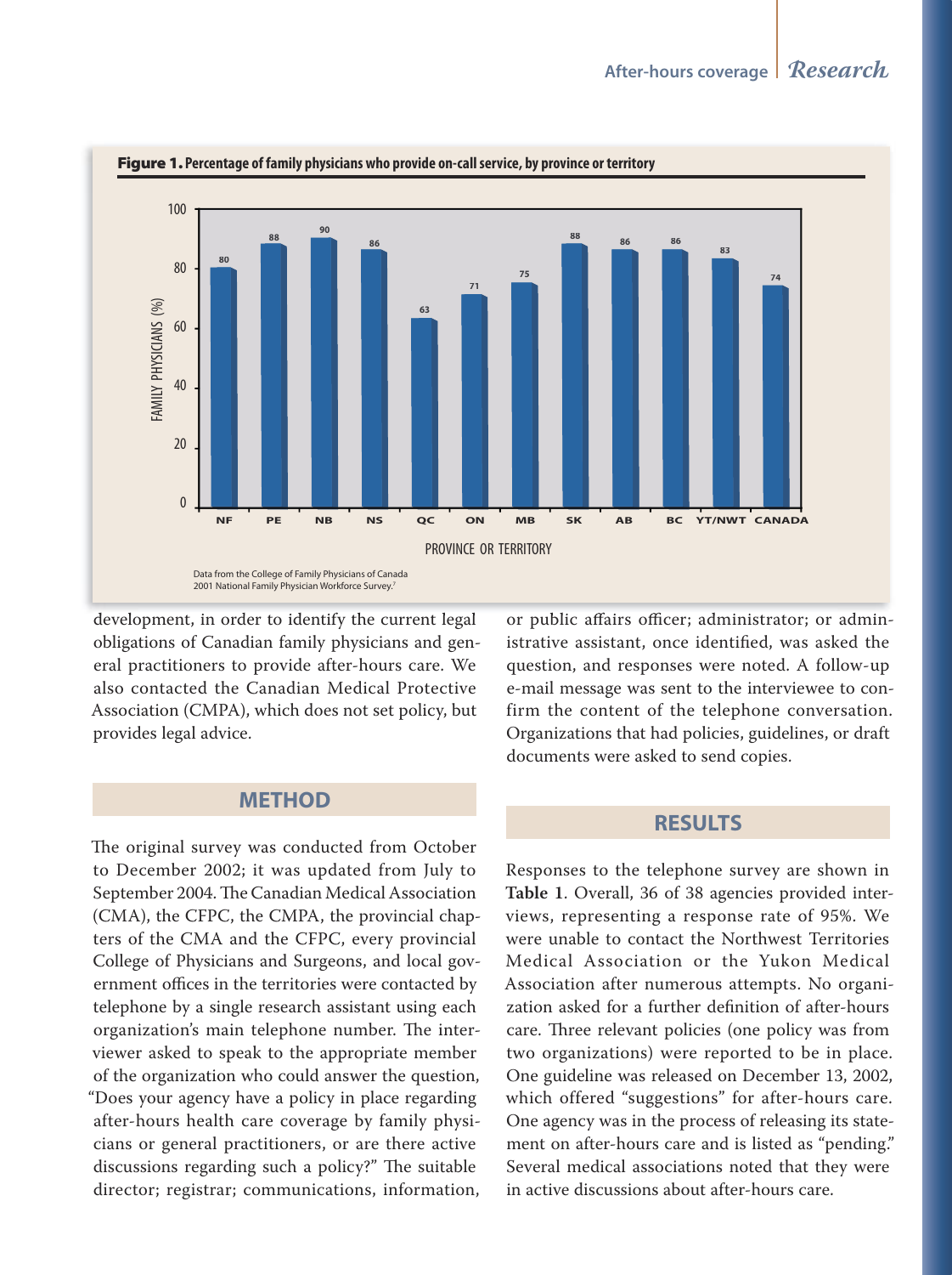**Figure 1.** Percentage of family physicians who provide on-call service, by province or territory

| Province or territory | Family physicians (%) |
| --- | --- |
| NF | 80 |
| PE | 88 |
| NB | 90 |
| NS | 86 |
| QC | 63 |
| ON | 71 |
| MB | 75 |
| SK | 88 |
| AB | 86 |
| BC | 86 |
| YT/NWT | 83 |
| CANADA | 74 |

Data from the College of Family Physicians of Canada 2001 National Family Physician Workforce Survey.[7]

development, in order to identify the current legal obligations of Canadian family physicians and general practitioners to provide after-hours care. We also contacted the Canadian Medical Protective Association (CMPA), which does not set policy, but provides legal advice.

## METHOD

The original survey was conducted from October to December 2002; it was updated from July to September 2004. The Canadian Medical Association (CMA), the CFPC, the CMPA, the provincial chapters of the CMA and the CFPC, every provincial College of Physicians and Surgeons, and local government offices in the territories were contacted by telephone by a single research assistant using each organization's main telephone number. The interviewer asked to speak to the appropriate member of the organization who could answer the question, "Does your agency have a policy in place regarding after-hours health care coverage by family physicians or general practitioners, or are there active discussions regarding such a policy?" The suitable director; registrar; communications, information, or public affairs officer; administrator; or administrative assistant, once identified, was asked the question, and responses were noted. A follow-up e-mail message was sent to the interviewee to confirm the content of the telephone conversation. Organizations that had policies, guidelines, or draft documents were asked to send copies.

## RESULTS

Responses to the telephone survey are shown in **Table 1**. Overall, 36 of 38 agencies provided interviews, representing a response rate of 95%. We were unable to contact the Northwest Territories Medical Association or the Yukon Medical Association after numerous attempts. No organization asked for a further definition of after-hours care. Three relevant policies (one policy was from two organizations) were reported to be in place. One guideline was released on December 13, 2002, which offered "suggestions" for after-hours care. One agency was in the process of releasing its statement on after-hours care and is listed as "pending." Several medical associations noted that they were in active discussions about after-hours care.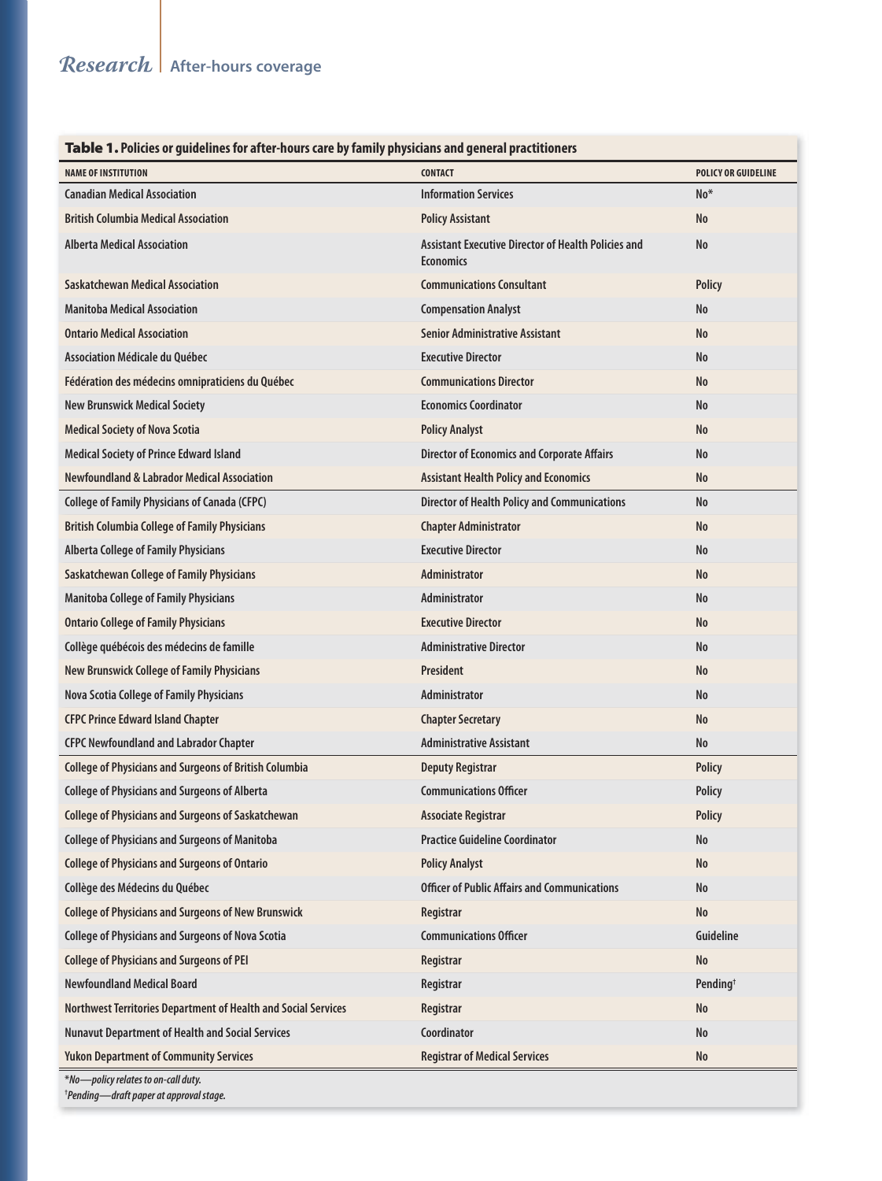**Table 1.** Policies or guidelines for after-hours care by family physicians and general practitioners

| NAME OF INSTITUTION | CONTACT | POLICY OR GUIDELINE |
|---|---|---|
| Canadian Medical Association | Information Services | No* |
| British Columbia Medical Association | Policy Assistant | No |
| Alberta Medical Association | Assistant Executive Director of Health Policies and Economics | No |
| Saskatchewan Medical Association | Communications Consultant | Policy |
| Manitoba Medical Association | Compensation Analyst | No |
| Ontario Medical Association | Senior Administrative Assistant | No |
| Association Médicale du Québec | Executive Director | No |
| Fédération des médecins omnipraticiens du Québec | Communications Director | No |
| New Brunswick Medical Society | Economics Coordinator | No |
| Medical Society of Nova Scotia | Policy Analyst | No |
| Medical Society of Prince Edward Island | Director of Economics and Corporate Affairs | No |
| Newfoundland & Labrador Medical Association | Assistant Health Policy and Economics | No |
| College of Family Physicians of Canada (CFPC) | Director of Health Policy and Communications | No |
| British Columbia College of Family Physicians | Chapter Administrator | No |
| Alberta College of Family Physicians | Executive Director | No |
| Saskatchewan College of Family Physicians | Administrator | No |
| Manitoba College of Family Physicians | Administrator | No |
| Ontario College of Family Physicians | Executive Director | No |
| Collège québécois des médecins de famille | Administrative Director | No |
| New Brunswick College of Family Physicians | President | No |
| Nova Scotia College of Family Physicians | Administrator | No |
| CFPC Prince Edward Island Chapter | Chapter Secretary | No |
| CFPC Newfoundland and Labrador Chapter | Administrative Assistant | No |
| College of Physicians and Surgeons of British Columbia | Deputy Registrar | Policy |
| College of Physicians and Surgeons of Alberta | Communications Officer | Policy |
| College of Physicians and Surgeons of Saskatchewan | Associate Registrar | Policy |
| College of Physicians and Surgeons of Manitoba | Practice Guideline Coordinator | No |
| College of Physicians and Surgeons of Ontario | Policy Analyst | No |
| Collège des Médecins du Québec | Officer of Public Affairs and Communications | No |
| College of Physicians and Surgeons of New Brunswick | Registrar | No |
| College of Physicians and Surgeons of Nova Scotia | Communications Officer | Guideline |
| College of Physicians and Surgeons of PEI | Registrar | No |
| Newfoundland Medical Board | Registrar | Pending† |
| Northwest Territories Department of Health and Social Services | Registrar | No |
| Nunavut Department of Health and Social Services | Coordinator | No |
| Yukon Department of Community Services | Registrar of Medical Services | No |

*\*No—policy relates to on-call duty.*
*†Pending—draft paper at approval stage.*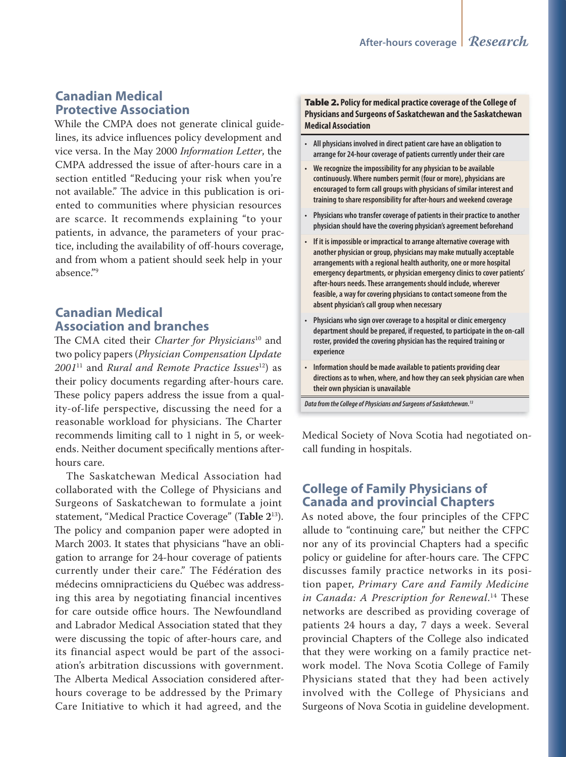## Canadian Medical Protective Association

While the CMPA does not generate clinical guidelines, its advice influences policy development and vice versa. In the May 2000 *Information Letter*, the CMPA addressed the issue of after-hours care in a section entitled "Reducing your risk when you're not available." The advice in this publication is oriented to communities where physician resources are scarce. It recommends explaining "to your patients, in advance, the parameters of your practice, including the availability of off-hours coverage, and from whom a patient should seek help in your absence."[9]

## Canadian Medical Association and branches

The CMA cited their *Charter for Physicians*[10] and two policy papers (*Physician Compensation Update 2001*[11] and *Rural and Remote Practice Issues*[12]) as their policy documents regarding after-hours care. These policy papers address the issue from a quality-of-life perspective, discussing the need for a reasonable workload for physicians. The Charter recommends limiting call to 1 night in 5, or weekends. Neither document specifically mentions after-hours care.

The Saskatchewan Medical Association had collaborated with the College of Physicians and Surgeons of Saskatchewan to formulate a joint statement, "Medical Practice Coverage" (**Table 2**[13]). The policy and companion paper were adopted in March 2003. It states that physicians "have an obligation to arrange for 24-hour coverage of patients currently under their care." The Fédération des médecins omnipracticiens du Québec was addressing this area by negotiating financial incentives for care outside office hours. The Newfoundland and Labrador Medical Association stated that they were discussing the topic of after-hours care, and its financial aspect would be part of the association's arbitration discussions with government. The Alberta Medical Association considered after-hours coverage to be addressed by the Primary Care Initiative to which it had agreed, and the Medical Society of Nova Scotia had negotiated on-call funding in hospitals.

**Table 2. Policy for medical practice coverage of the College of Physicians and Surgeons of Saskatchewan and the Saskatchewan Medical Association**

- All physicians involved in direct patient care have an obligation to arrange for 24-hour coverage of patients currently under their care
- We recognize the impossibility for any physician to be available continuously. Where numbers permit (four or more), physicians are encouraged to form call groups with physicians of similar interest and training to share responsibility for after-hours and weekend coverage
- Physicians who transfer coverage of patients in their practice to another physician should have the covering physician's agreement beforehand
- If it is impossible or impractical to arrange alternative coverage with another physician or group, physicians may make mutually acceptable arrangements with a regional health authority, one or more hospital emergency departments, or physician emergency clinics to cover patients' after-hours needs. These arrangements should include, wherever feasible, a way for covering physicians to contact someone from the absent physician's call group when necessary
- Physicians who sign over coverage to a hospital or clinic emergency department should be prepared, if requested, to participate in the on-call roster, provided the covering physician has the required training or experience
- Information should be made available to patients providing clear directions as to when, where, and how they can seek physician care when their own physician is unavailable

*Data from the College of Physicians and Surgeons of Saskatchewan.*[13]

## College of Family Physicians of Canada and provincial Chapters

As noted above, the four principles of the CFPC allude to "continuing care," but neither the CFPC nor any of its provincial Chapters had a specific policy or guideline for after-hours care. The CFPC discusses family practice networks in its position paper, *Primary Care and Family Medicine in Canada: A Prescription for Renewal*.[14] These networks are described as providing coverage of patients 24 hours a day, 7 days a week. Several provincial Chapters of the College also indicated that they were working on a family practice network model. The Nova Scotia College of Family Physicians stated that they had been actively involved with the College of Physicians and Surgeons of Nova Scotia in guideline development.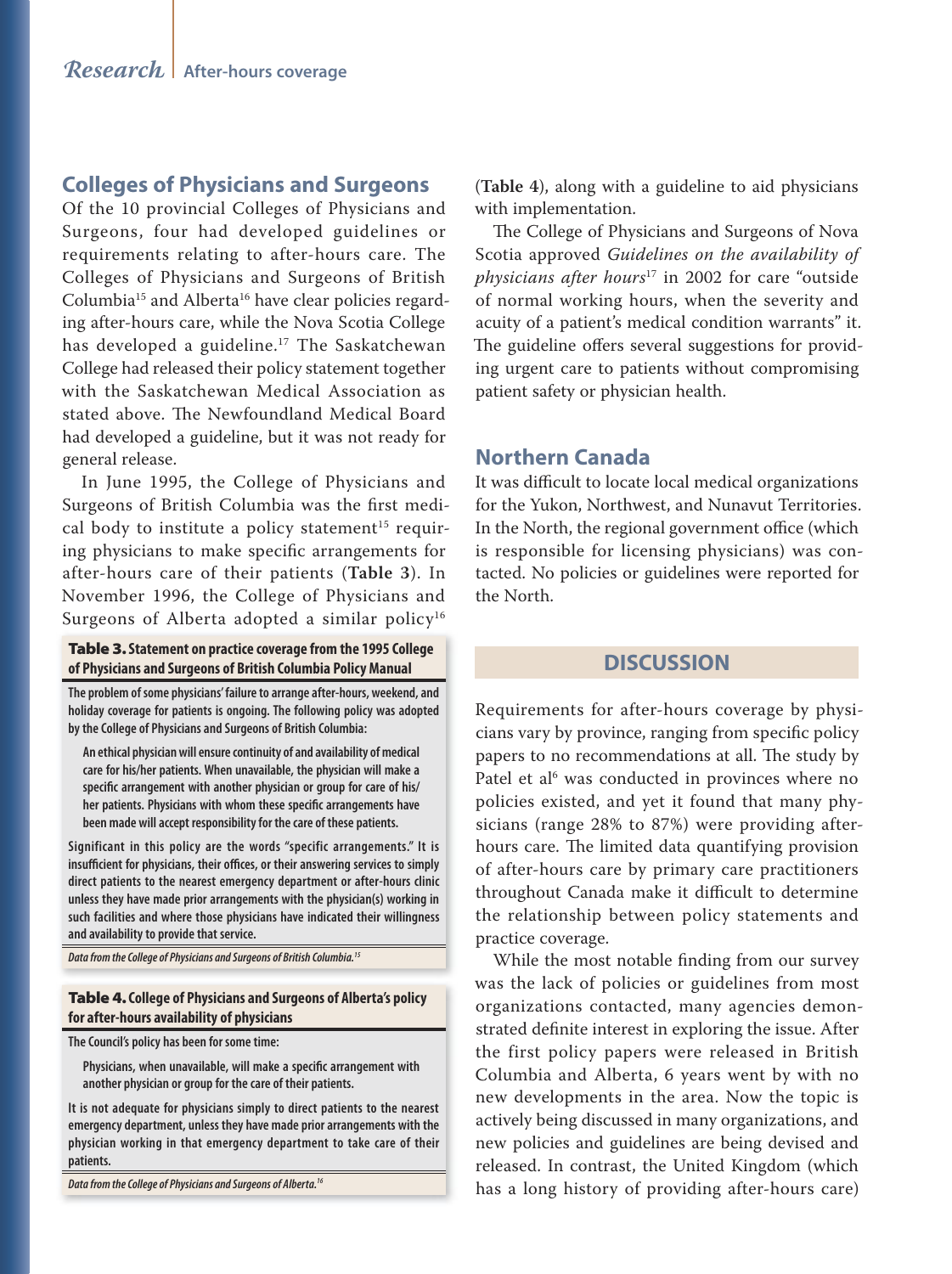## Colleges of Physicians and Surgeons

Of the 10 provincial Colleges of Physicians and Surgeons, four had developed guidelines or requirements relating to after-hours care. The Colleges of Physicians and Surgeons of British Columbia[15] and Alberta[16] have clear policies regarding after-hours care, while the Nova Scotia College has developed a guideline.[17] The Saskatchewan College had released their policy statement together with the Saskatchewan Medical Association as stated above. The Newfoundland Medical Board had developed a guideline, but it was not ready for general release.

In June 1995, the College of Physicians and Surgeons of British Columbia was the first medical body to institute a policy statement[15] requiring physicians to make specific arrangements for after-hours care of their patients (**Table 3**). In November 1996, the College of Physicians and Surgeons of Alberta adopted a similar policy[16] (**Table 4**), along with a guideline to aid physicians with implementation.

**Table 3. Statement on practice coverage from the 1995 College of Physicians and Surgeons of British Columbia Policy Manual**

The problem of some physicians' failure to arrange after-hours, weekend, and holiday coverage for patients is ongoing. The following policy was adopted by the College of Physicians and Surgeons of British Columbia:

> An ethical physician will ensure continuity of and availability of medical care for his/her patients. When unavailable, the physician will make a specific arrangement with another physician or group for care of his/her patients. Physicians with whom these specific arrangements have been made will accept responsibility for the care of these patients.

Significant in this policy are the words "specific arrangements." It is insufficient for physicians, their offices, or their answering services to simply direct patients to the nearest emergency department or after-hours clinic unless they have made prior arrangements with the physician(s) working in such facilities and where those physicians have indicated their willingness and availability to provide that service.

*Data from the College of Physicians and Surgeons of British Columbia.[15]*

**Table 4. College of Physicians and Surgeons of Alberta's policy for after-hours availability of physicians**

The Council's policy has been for some time:

> Physicians, when unavailable, will make a specific arrangement with another physician or group for the care of their patients.

It is not adequate for physicians simply to direct patients to the nearest emergency department, unless they have made prior arrangements with the physician working in that emergency department to take care of their patients.

*Data from the College of Physicians and Surgeons of Alberta.[16]*

The College of Physicians and Surgeons of Nova Scotia approved *Guidelines on the availability of physicians after hours*[17] in 2002 for care "outside of normal working hours, when the severity and acuity of a patient's medical condition warrants" it. The guideline offers several suggestions for providing urgent care to patients without compromising patient safety or physician health.

## Northern Canada

It was difficult to locate local medical organizations for the Yukon, Northwest, and Nunavut Territories. In the North, the regional government office (which is responsible for licensing physicians) was contacted. No policies or guidelines were reported for the North.

# DISCUSSION

Requirements for after-hours coverage by physicians vary by province, ranging from specific policy papers to no recommendations at all. The study by Patel et al[6] was conducted in provinces where no policies existed, and yet it found that many physicians (range 28% to 87%) were providing after-hours care. The limited data quantifying provision of after-hours care by primary care practitioners throughout Canada make it difficult to determine the relationship between policy statements and practice coverage.

While the most notable finding from our survey was the lack of policies or guidelines from most organizations contacted, many agencies demonstrated definite interest in exploring the issue. After the first policy papers were released in British Columbia and Alberta, 6 years went by with no new developments in the area. Now the topic is actively being discussed in many organizations, and new policies and guidelines are being devised and released. In contrast, the United Kingdom (which has a long history of providing after-hours care)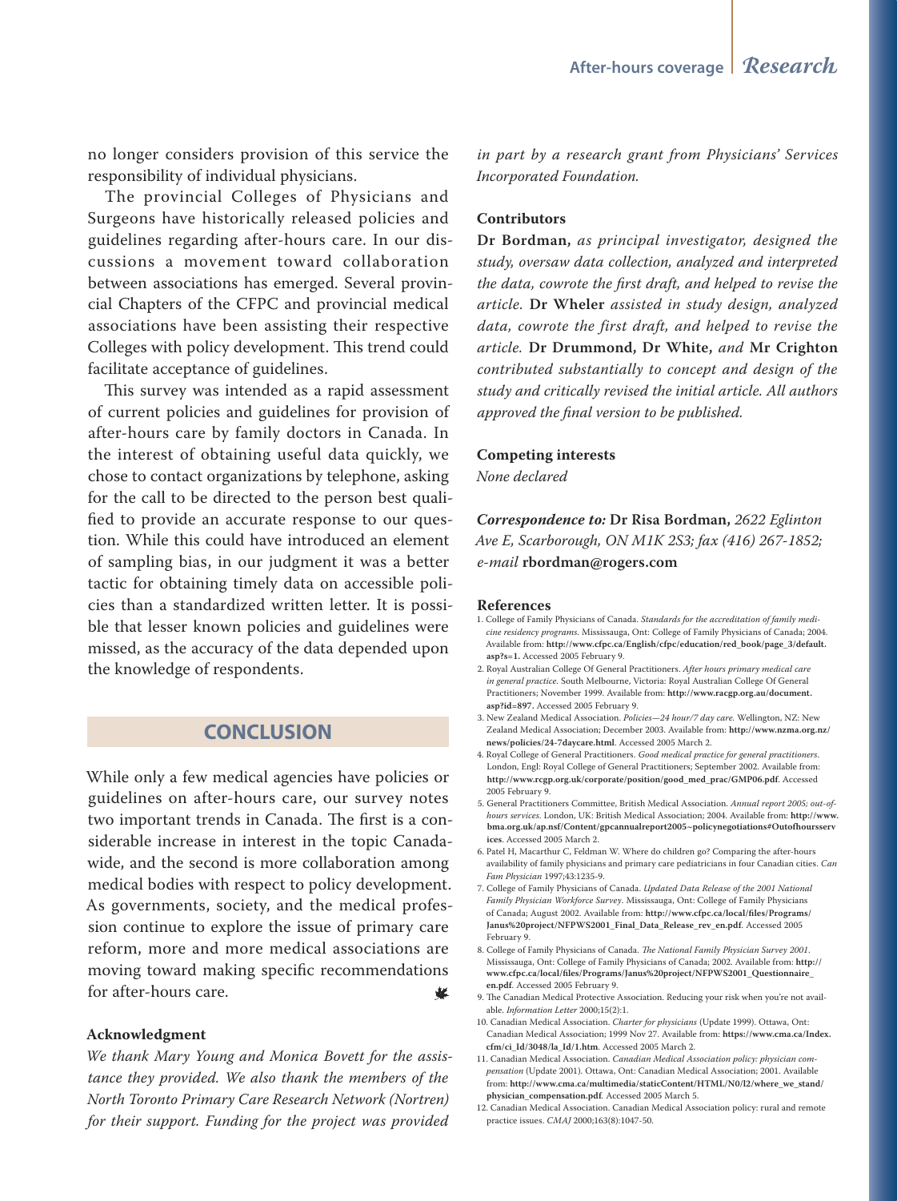no longer considers provision of this service the responsibility of individual physicians.

The provincial Colleges of Physicians and Surgeons have historically released policies and guidelines regarding after-hours care. In our discussions a movement toward collaboration between associations has emerged. Several provincial Chapters of the CFPC and provincial medical associations have been assisting their respective Colleges with policy development. This trend could facilitate acceptance of guidelines.

This survey was intended as a rapid assessment of current policies and guidelines for provision of after-hours care by family doctors in Canada. In the interest of obtaining useful data quickly, we chose to contact organizations by telephone, asking for the call to be directed to the person best qualified to provide an accurate response to our question. While this could have introduced an element of sampling bias, in our judgment it was a better tactic for obtaining timely data on accessible policies than a standardized written letter. It is possible that lesser known policies and guidelines were missed, as the accuracy of the data depended upon the knowledge of respondents.

## CONCLUSION

While only a few medical agencies have policies or guidelines on after-hours care, our survey notes two important trends in Canada. The first is a considerable increase in interest in the topic Canada-wide, and the second is more collaboration among medical bodies with respect to policy development. As governments, society, and the medical profession continue to explore the issue of primary care reform, more and more medical associations are moving toward making specific recommendations for after-hours care.

#### Acknowledgment

*We thank Mary Young and Monica Bovett for the assistance they provided. We also thank the members of the North Toronto Primary Care Research Network (Nortren) for their support. Funding for the project was provided in part by a research grant from Physicians' Services Incorporated Foundation.*

#### Contributors

**Dr Bordman,** *as principal investigator, designed the study, oversaw data collection, analyzed and interpreted the data, cowrote the first draft, and helped to revise the article.* **Dr Wheler** *assisted in study design, analyzed data, cowrote the first draft, and helped to revise the article.* **Dr Drummond, Dr White,** *and* **Mr Crighton** *contributed substantially to concept and design of the study and critically revised the initial article. All authors approved the final version to be published.*

#### Competing interests

*None declared*

***Correspondence to:*** **Dr Risa Bordman,** *2622 Eglinton Ave E, Scarborough, ON M1K 2S3; fax (416) 267-1852; e-mail* **rbordman@rogers.com**

#### References

1. College of Family Physicians of Canada. *Standards for the accreditation of family medicine residency programs.* Mississauga, Ont: College of Family Physicians of Canada; 2004. Available from: **http://www.cfpc.ca/English/cfpc/education/red_book/page_3/default.asp?s=1.** Accessed 2005 February 9.
2. Royal Australian College Of General Practitioners. *After hours primary medical care in general practice.* South Melbourne, Victoria: Royal Australian College Of General Practitioners; November 1999. Available from: **http://www.racgp.org.au/document.asp?id=897.** Accessed 2005 February 9.
3. New Zealand Medical Association. *Policies—24 hour/7 day care.* Wellington, NZ: New Zealand Medical Association; December 2003. Available from: **http://www.nzma.org.nz/news/policies/24-7daycare.html**. Accessed 2005 March 2.
4. Royal College of General Practitioners. *Good medical practice for general practitioners.* London, Engl: Royal College of General Practitioners; September 2002. Available from: **http://www.rcgp.org.uk/corporate/position/good_med_prac/GMP06.pdf**. Accessed 2005 February 9.
5. General Practitioners Committee, British Medical Association. *Annual report 2005; out-of-hours services.* London, UK: British Medical Association; 2004. Available from: **http://www.bma.org.uk/ap.nsf/Content/gpcannualreport2005~policynegotiations#Outofhoursservices**. Accessed 2005 March 2.
6. Patel H, Macarthur C, Feldman W. Where do children go? Comparing the after-hours availability of family physicians and primary care pediatricians in four Canadian cities. *Can Fam Physician* 1997;43:1235-9.
7. College of Family Physicians of Canada. *Updated Data Release of the 2001 National Family Physician Workforce Survey.* Mississauga, Ont: College of Family Physicians of Canada; August 2002. Available from: **http://www.cfpc.ca/local/files/Programs/Janus%20project/NFPWS2001_Final_Data_Release_rev_en.pdf**. Accessed 2005 February 9.
8. College of Family Physicians of Canada. *The National Family Physician Survey 2001.* Mississauga, Ont: College of Family Physicians of Canada; 2002. Available from: **http://www.cfpc.ca/local/files/Programs/Janus%20project/NFPWS2001_Questionnaire_en.pdf**. Accessed 2005 February 9.
9. The Canadian Medical Protective Association. Reducing your risk when you're not available. *Information Letter* 2000;15(2):1.
10. Canadian Medical Association. *Charter for physicians* (Update 1999). Ottawa, Ont: Canadian Medical Association; 1999 Nov 27. Available from: **https://www.cma.ca/Index.cfm/ci_Id/3048/la_Id/1.htm**. Accessed 2005 March 2.
11. Canadian Medical Association. *Canadian Medical Association policy: physician compensation* (Update 2001). Ottawa, Ont: Canadian Medical Association; 2001. Available from: **http://www.cma.ca/multimedia/staticContent/HTML/N0/l2/where_we_stand/physician_compensation.pdf**. Accessed 2005 March 5.
12. Canadian Medical Association. Canadian Medical Association policy: rural and remote practice issues. *CMAJ* 2000;163(8):1047-50.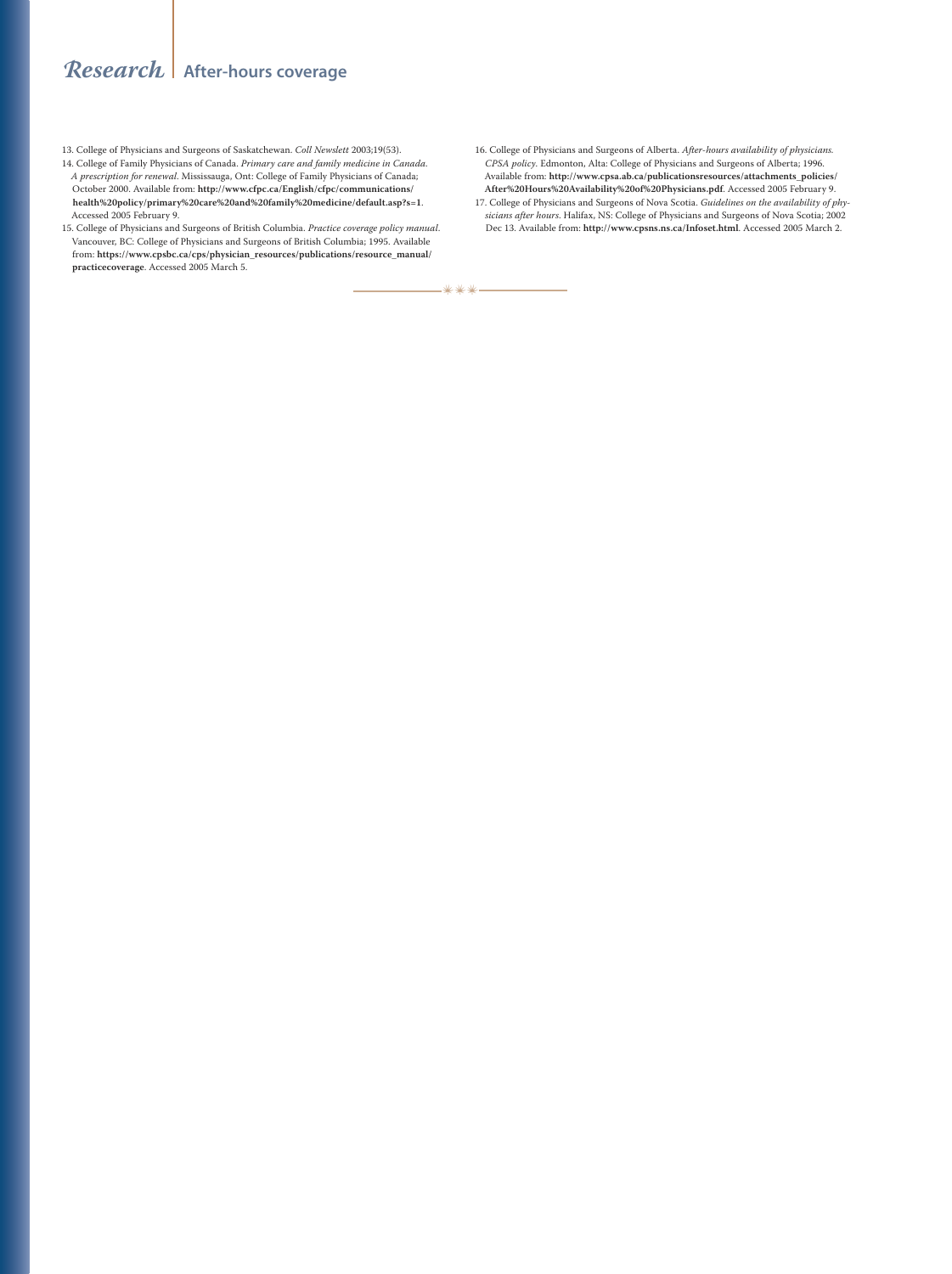13. College of Physicians and Surgeons of Saskatchewan. *Coll Newslett* 2003;19(53).
14. College of Family Physicians of Canada. *Primary care and family medicine in Canada. A prescription for renewal.* Mississauga, Ont: College of Family Physicians of Canada; October 2000. Available from: **http://www.cfpc.ca/English/cfpc/communications/health%20policy/primary%20care%20and%20family%20medicine/default.asp?s=1**. Accessed 2005 February 9.
15. College of Physicians and Surgeons of British Columbia. *Practice coverage policy manual.* Vancouver, BC: College of Physicians and Surgeons of British Columbia; 1995. Available from: **https://www.cpsbc.ca/cps/physician_resources/publications/resource_manual/practicecoverage**. Accessed 2005 March 5.
16. College of Physicians and Surgeons of Alberta. *After-hours availability of physicians. CPSA policy.* Edmonton, Alta: College of Physicians and Surgeons of Alberta; 1996. Available from: **http://www.cpsa.ab.ca/publicationsresources/attachments_policies/After%20Hours%20Availability%20of%20Physicians.pdf**. Accessed 2005 February 9.
17. College of Physicians and Surgeons of Nova Scotia. *Guidelines on the availability of physicians after hours.* Halifax, NS: College of Physicians and Surgeons of Nova Scotia; 2002 Dec 13. Available from: **http://www.cpsns.ns.ca/1nfoset.html**. Accessed 2005 March 2.